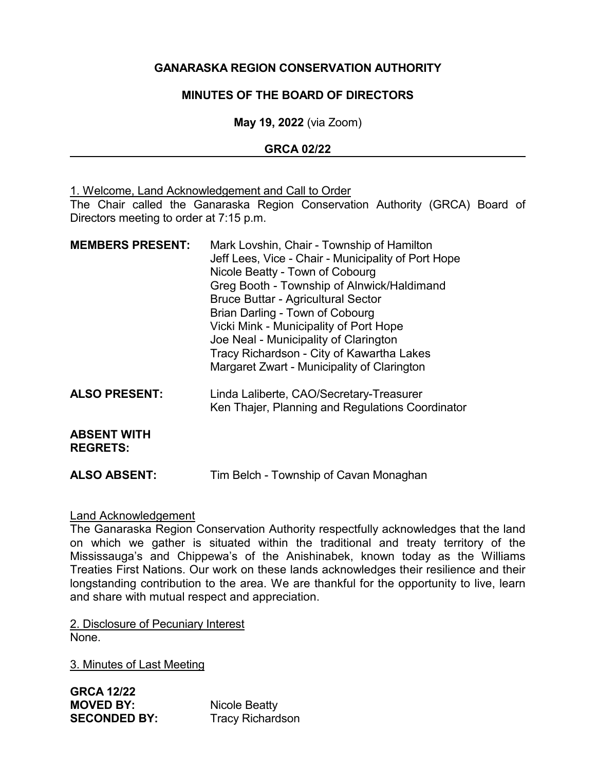# GANARASKA REGION CONSERVATION AUTHORITY

## MINUTES OF THE BOARD OF DIRECTORS

**May 19, 2022** (via Zoom)

**GRCA 02/22**

---

1. Welcome, Land Acknowledgement and Call to Order

The Chair called the Ganaraska Region Conservation Authority (GRCA) Board of Directors meeting to order at 7:15 p.m.

**MEMBERS PRESENT:**
Mark Lovshin, Chair - Township of Hamilton
Jeff Lees, Vice - Chair - Municipality of Port Hope
Nicole Beatty - Town of Cobourg
Greg Booth - Township of Alnwick/Haldimand
Bruce Buttar - Agricultural Sector
Brian Darling - Town of Cobourg
Vicki Mink - Municipality of Port Hope
Joe Neal - Municipality of Clarington
Tracy Richardson - City of Kawartha Lakes
Margaret Zwart - Municipality of Clarington

**ALSO PRESENT:**
Linda Laliberte, CAO/Secretary-Treasurer
Ken Thajer, Planning and Regulations Coordinator

**ABSENT WITH REGRETS:**

**ALSO ABSENT:** Tim Belch - Township of Cavan Monaghan

Land Acknowledgement

The Ganaraska Region Conservation Authority respectfully acknowledges that the land on which we gather is situated within the traditional and treaty territory of the Mississauga's and Chippewa's of the Anishinabek, known today as the Williams Treaties First Nations. Our work on these lands acknowledges their resilience and their longstanding contribution to the area. We are thankful for the opportunity to live, learn and share with mutual respect and appreciation.

2. Disclosure of Pecuniary Interest

None.

3. Minutes of Last Meeting

**GRCA 12/22**
**MOVED BY:** Nicole Beatty
**SECONDED BY:** Tracy Richardson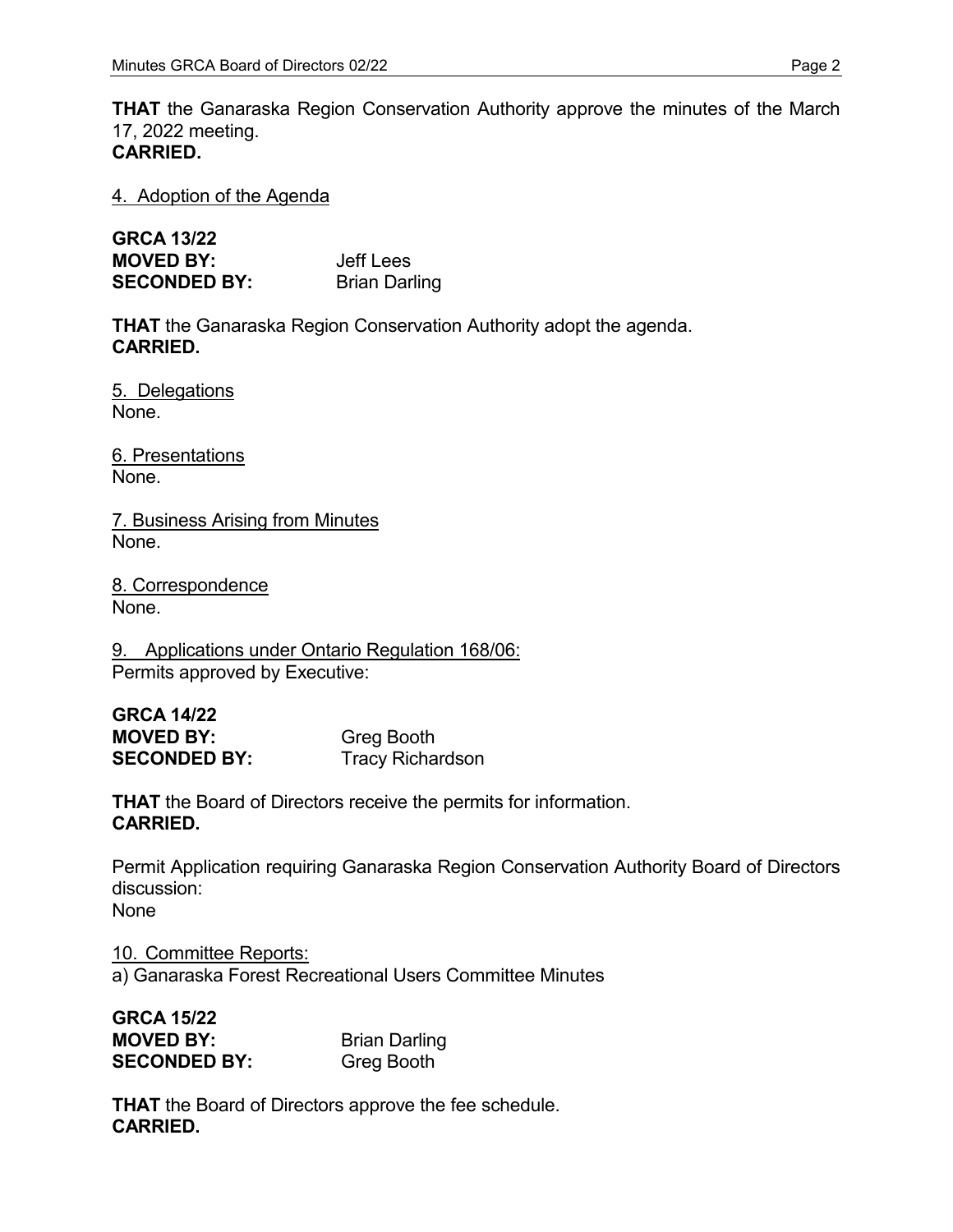**THAT** the Ganaraska Region Conservation Authority approve the minutes of the March 17, 2022 meeting.
**CARRIED.**

4. Adoption of the Agenda

**GRCA 13/22**
**MOVED BY:** Jeff Lees
**SECONDED BY:** Brian Darling

**THAT** the Ganaraska Region Conservation Authority adopt the agenda.
**CARRIED.**

5. Delegations
None.

6. Presentations
None.

7. Business Arising from Minutes
None.

8. Correspondence
None.

9. Applications under Ontario Regulation 168/06:
Permits approved by Executive:

**GRCA 14/22**
**MOVED BY:** Greg Booth
**SECONDED BY:** Tracy Richardson

**THAT** the Board of Directors receive the permits for information.
**CARRIED.**

Permit Application requiring Ganaraska Region Conservation Authority Board of Directors discussion:
None

10. Committee Reports:
a) Ganaraska Forest Recreational Users Committee Minutes

**GRCA 15/22**
**MOVED BY:** Brian Darling
**SECONDED BY:** Greg Booth

**THAT** the Board of Directors approve the fee schedule.
**CARRIED.**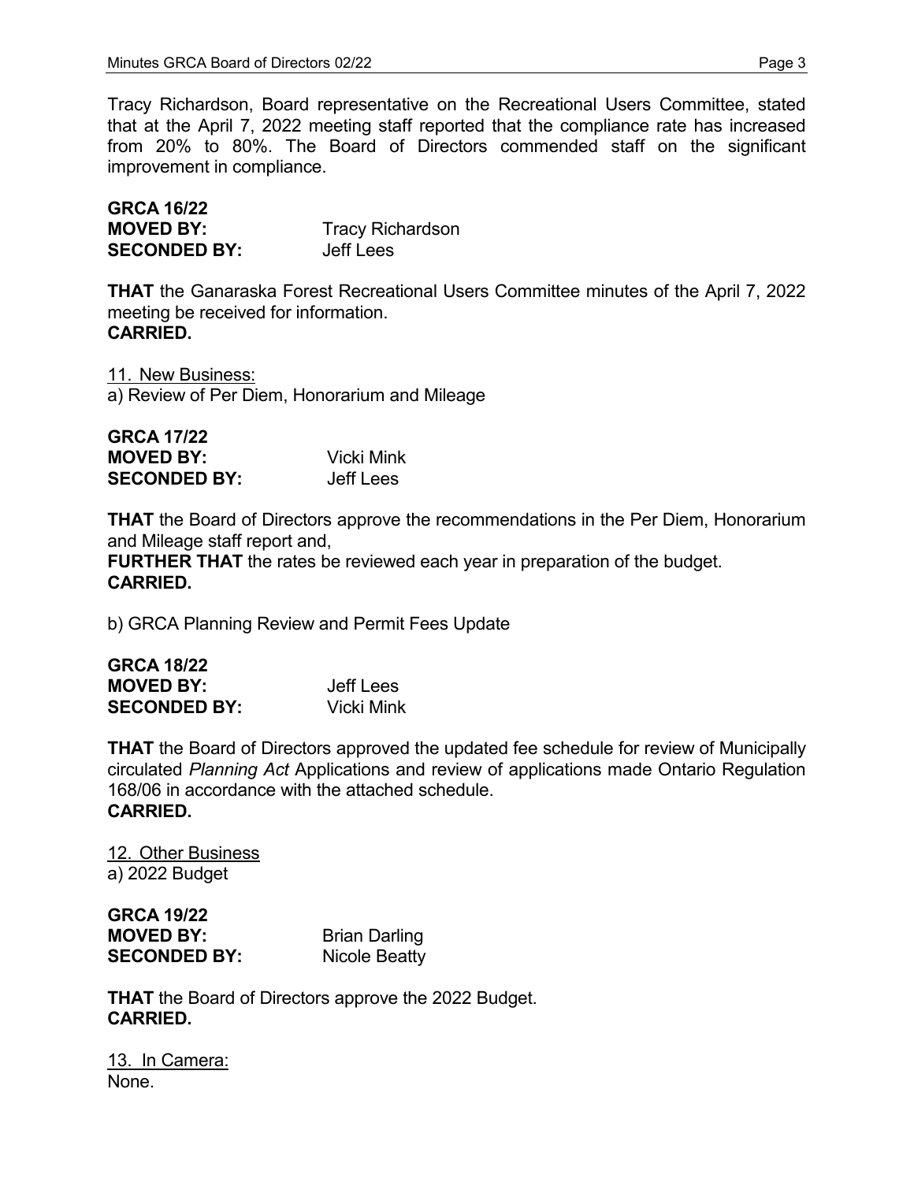Tracy Richardson, Board representative on the Recreational Users Committee, stated that at the April 7, 2022 meeting staff reported that the compliance rate has increased from 20% to 80%. The Board of Directors commended staff on the significant improvement in compliance.

**GRCA 16/22**
**MOVED BY:** Tracy Richardson
**SECONDED BY:** Jeff Lees

**THAT** the Ganaraska Forest Recreational Users Committee minutes of the April 7, 2022 meeting be received for information.
**CARRIED.**

<u>11. New Business:</u>
a) Review of Per Diem, Honorarium and Mileage

**GRCA 17/22**
**MOVED BY:** Vicki Mink
**SECONDED BY:** Jeff Lees

**THAT** the Board of Directors approve the recommendations in the Per Diem, Honorarium and Mileage staff report and,
**FURTHER THAT** the rates be reviewed each year in preparation of the budget.
**CARRIED.**

b) GRCA Planning Review and Permit Fees Update

**GRCA 18/22**
**MOVED BY:** Jeff Lees
**SECONDED BY:** Vicki Mink

**THAT** the Board of Directors approved the updated fee schedule for review of Municipally circulated *Planning Act* Applications and review of applications made Ontario Regulation 168/06 in accordance with the attached schedule.
**CARRIED.**

<u>12. Other Business</u>
a) 2022 Budget

**GRCA 19/22**
**MOVED BY:** Brian Darling
**SECONDED BY:** Nicole Beatty

**THAT** the Board of Directors approve the 2022 Budget.
**CARRIED.**

<u>13. In Camera:</u>
None.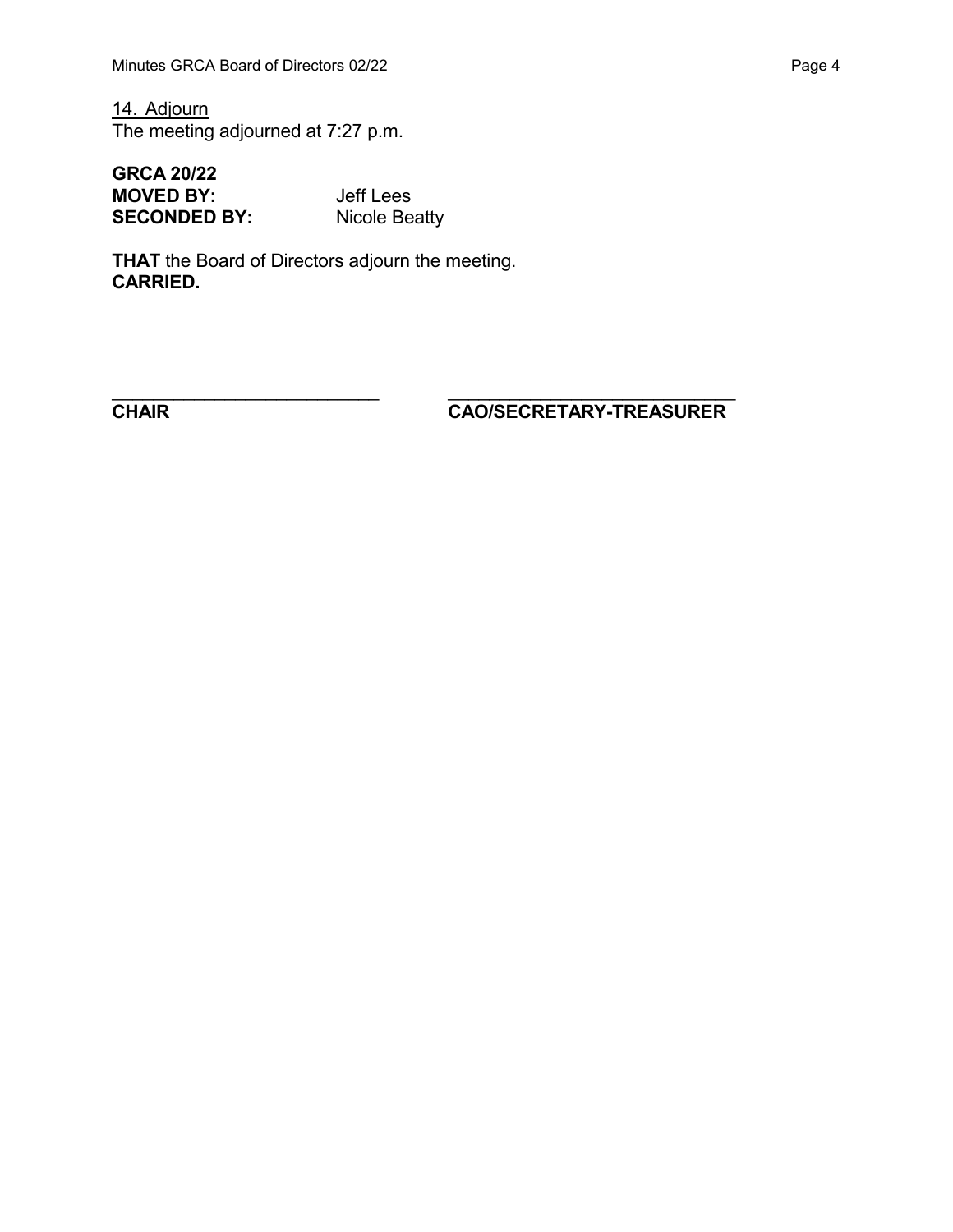14. Adjourn

The meeting adjourned at 7:27 p.m.

**GRCA 20/22**
**MOVED BY:** Jeff Lees
**SECONDED BY:** Nicole Beatty

**THAT** the Board of Directors adjourn the meeting.
**CARRIED.**

\_\_\_\_\_\_\_\_\_\_\_\_\_\_\_\_\_\_\_\_\_\_\_\_\_\_\_\_ \_\_\_\_\_\_\_\_\_\_\_\_\_\_\_\_\_\_\_\_\_\_\_\_\_\_\_\_\_\_
**CHAIR** **CAO/SECRETARY-TREASURER**